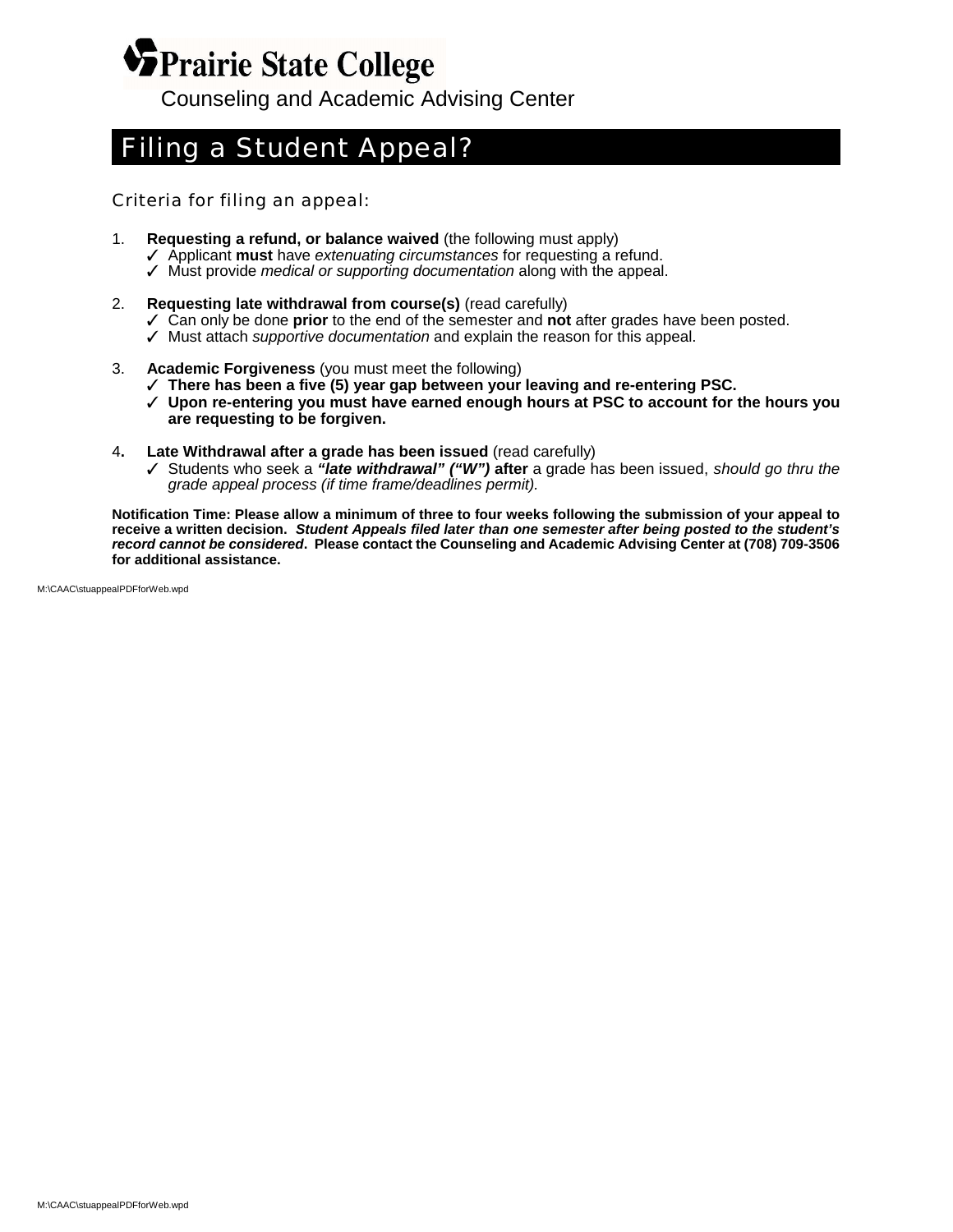# Prairie State College

Counseling and Academic Advising Center

## Filing a Student Appeal?

### Criteria for filing an appeal:

1. **Requesting a refund, or balance waived** (the following must apply)
   - ✓ Applicant **must** have *extenuating circumstances* for requesting a refund.
   - ✓ Must provide *medical or supporting documentation* along with the appeal.

2. **Requesting late withdrawal from course(s)** (read carefully)
   - ✓ Can only be done **prior** to the end of the semester and **not** after grades have been posted.
   - ✓ Must attach *supportive documentation* and explain the reason for this appeal.

3. **Academic Forgiveness** (you must meet the following)
   - ✓ **There has been a five (5) year gap between your leaving and re-entering PSC.**
   - ✓ **Upon re-entering you must have earned enough hours at PSC to account for the hours you are requesting to be forgiven.**

4. **Late Withdrawal after a grade has been issued** (read carefully)
   - ✓ Students who seek a ***"late withdrawal" ("W")*** **after** a grade has been issued, *should go thru the grade appeal process (if time frame/deadlines permit).*

**Notification Time: Please allow a minimum of three to four weeks following the submission of your appeal to receive a written decision.** ***Student Appeals filed later than one semester after being posted to the student's record cannot be considered*****. Please contact the Counseling and Academic Advising Center at (708) 709-3506 for additional assistance.**

M:\CAAC\stuappealPDFforWeb.wpd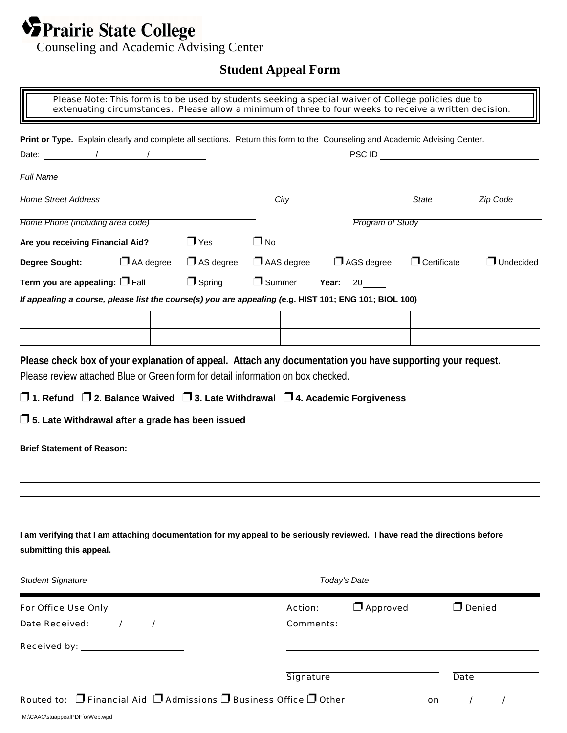# Prairie State College

Counseling and Academic Advising Center

## Student Appeal Form

> Please Note: This form is to be used by students seeking a special waiver of College policies due to extenuating circumstances. Please allow a minimum of three to four weeks to receive a written decision.

**Print or Type.** Explain clearly and complete all sections. Return this form to the Counseling and Academic Advising Center.

Date: ______ / ______ / ______ PSC ID ______________________

*Full Name* ______________________________________________

*Home Street Address* ______________ *City* ______________ *State* ______ *Zip Code* ______

*Home Phone (including area code)* ______________ *Program of Study* ______________

**Are you receiving Financial Aid?** ❑ Yes ❑ No

**Degree Sought:** ❑ AA degree ❑ AS degree ❑ AAS degree ❑ AGS degree ❑ Certificate ❑ Undecided

**Term you are appealing:** ❑ Fall ❑ Spring ❑ Summer **Year:** 20____

***If appealing a course, please list the course(s) you are appealing (e.g. HIST 101; ENG 101; BIOL 100)***

| | | | |
|---|---|---|---|
| | | | |
| | | | |

**Please check box of your explanation of appeal. Attach any documentation you have supporting your request.**

Please review attached Blue or Green form for detail information on box checked.

**❑ 1. Refund ❑ 2. Balance Waived ❑ 3. Late Withdrawal ❑ 4. Academic Forgiveness**

**❑ 5. Late Withdrawal after a grade has been issued**

**Brief Statement of Reason:** ______________________________________________

______________________________________________

______________________________________________

______________________________________________

______________________________________________

______________________________________________

**I am verifying that I am attaching documentation for my appeal to be seriously reviewed. I have read the directions before submitting this appeal.**

*Student Signature* ______________________ *Today's Date* ______________________

---

For Office Use Only

Date Received: ____ / ____ / ____

Received by: ______________________

Action: ❑ Approved ❑ Denied

Comments: ______________________

______________________________________________

______________________ ______________
Signature Date

Routed to: ❑ Financial Aid ❑ Admissions ❑ Business Office ❑ Other ______________ on ____ / ____ / ____

M:\CAAC\stuappealPDFforWeb.wpd